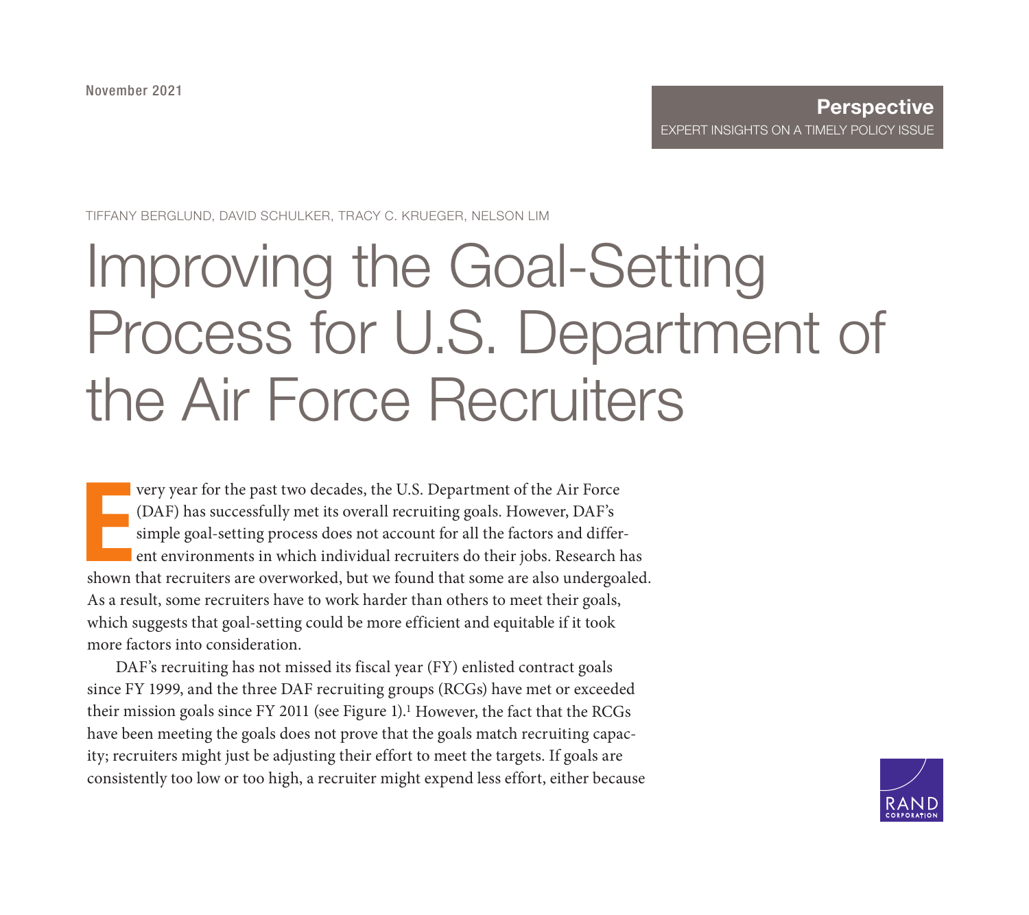November 2021

**Perspective**
EXPERT INSIGHTS ON A TIMELY POLICY ISSUE

TIFFANY BERGLUND, DAVID SCHULKER, TRACY C. KRUEGER, NELSON LIM

# Improving the Goal-Setting Process for U.S. Department of the Air Force Recruiters

Every year for the past two decades, the U.S. Department of the Air Force (DAF) has successfully met its overall recruiting goals. However, DAF's simple goal-setting process does not account for all the factors and different environments in which individual recruiters do their jobs. Research has shown that recruiters are overworked, but we found that some are also undergoaled. As a result, some recruiters have to work harder than others to meet their goals, which suggests that goal-setting could be more efficient and equitable if it took more factors into consideration.

DAF's recruiting has not missed its fiscal year (FY) enlisted contract goals since FY 1999, and the three DAF recruiting groups (RCGs) have met or exceeded their mission goals since FY 2011 (see Figure 1).[1] However, the fact that the RCGs have been meeting the goals does not prove that the goals match recruiting capacity; recruiters might just be adjusting their effort to meet the targets. If goals are consistently too low or too high, a recruiter might expend less effort, either because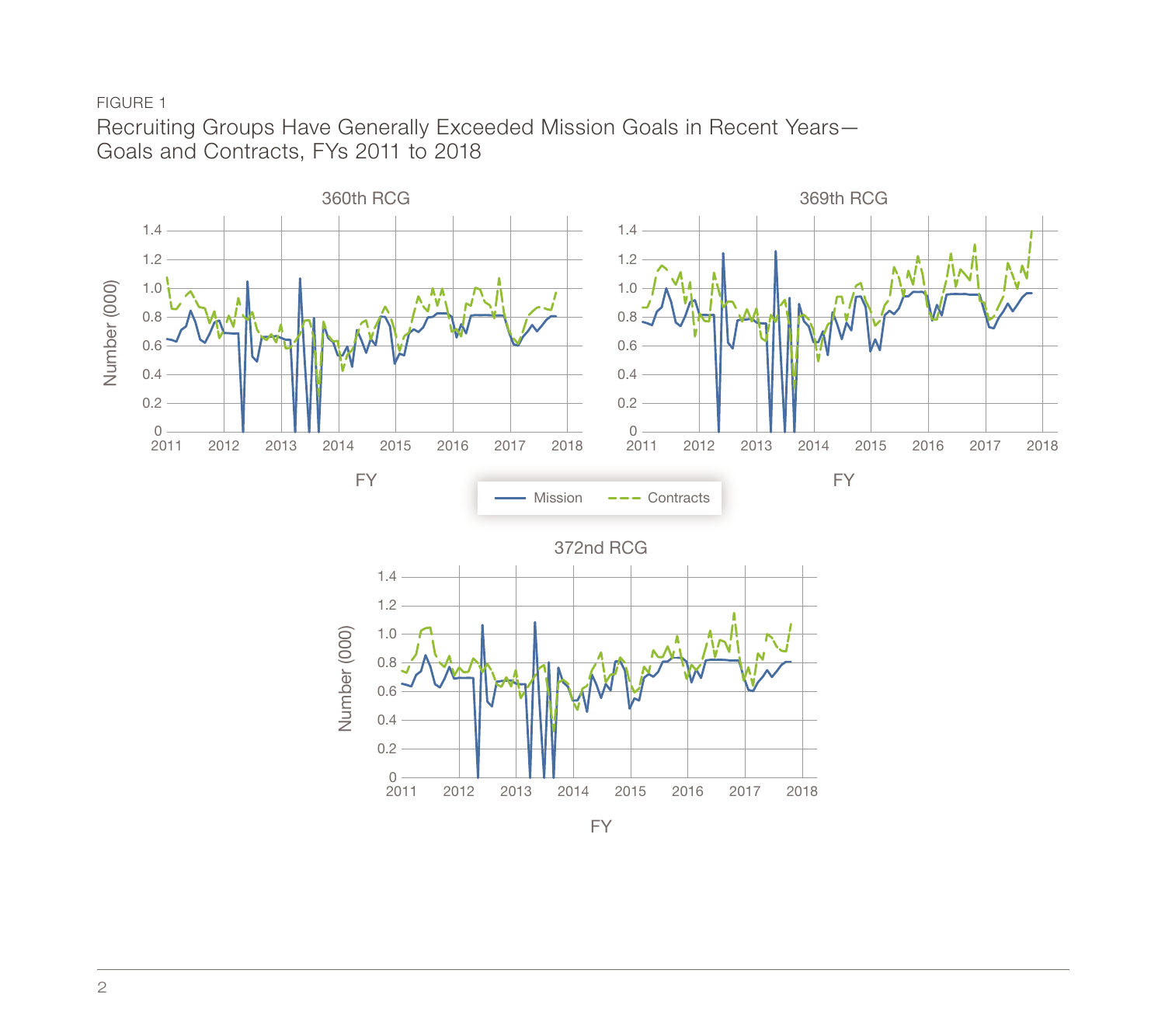FIGURE 1

Recruiting Groups Have Generally Exceeded Mission Goals in Recent Years—Goals and Contracts, FYs 2011 to 2018

360th RCG

369th RCG

372nd RCG

Number (000)

FY

Mission — Contracts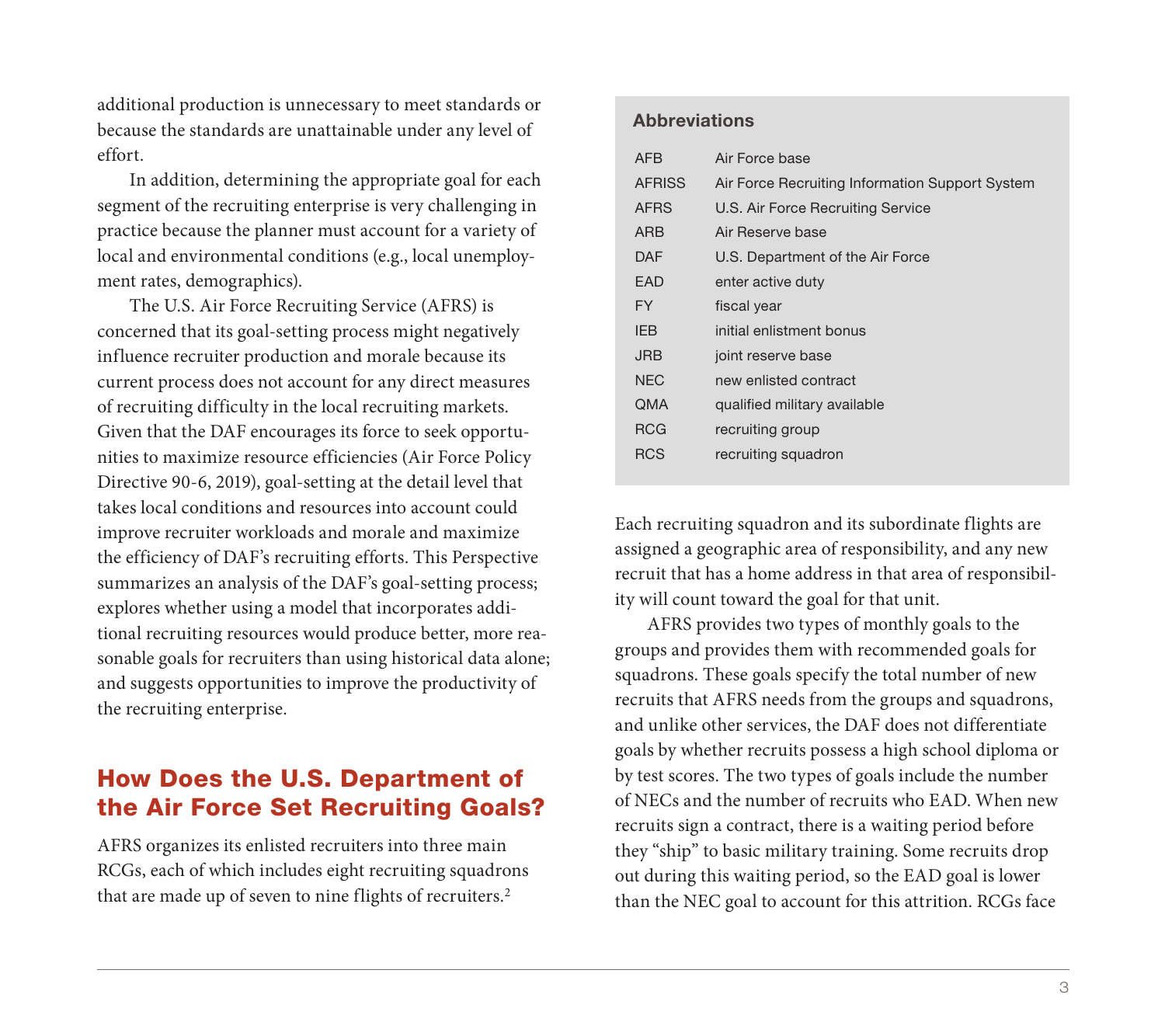additional production is unnecessary to meet standards or because the standards are unattainable under any level of effort.

In addition, determining the appropriate goal for each segment of the recruiting enterprise is very challenging in practice because the planner must account for a variety of local and environmental conditions (e.g., local unemployment rates, demographics).

The U.S. Air Force Recruiting Service (AFRS) is concerned that its goal-setting process might negatively influence recruiter production and morale because its current process does not account for any direct measures of recruiting difficulty in the local recruiting markets. Given that the DAF encourages its force to seek opportunities to maximize resource efficiencies (Air Force Policy Directive 90-6, 2019), goal-setting at the detail level that takes local conditions and resources into account could improve recruiter workloads and morale and maximize the efficiency of DAF's recruiting efforts. This Perspective summarizes an analysis of the DAF's goal-setting process; explores whether using a model that incorporates additional recruiting resources would produce better, more reasonable goals for recruiters than using historical data alone; and suggests opportunities to improve the productivity of the recruiting enterprise.

## How Does the U.S. Department of the Air Force Set Recruiting Goals?

AFRS organizes its enlisted recruiters into three main RCGs, each of which includes eight recruiting squadrons that are made up of seven to nine flights of recruiters.[2] Each recruiting squadron and its subordinate flights are assigned a geographic area of responsibility, and any new recruit that has a home address in that area of responsibility will count toward the goal for that unit.

AFRS provides two types of monthly goals to the groups and provides them with recommended goals for squadrons. These goals specify the total number of new recruits that AFRS needs from the groups and squadrons, and unlike other services, the DAF does not differentiate goals by whether recruits possess a high school diploma or by test scores. The two types of goals include the number of NECs and the number of recruits who EAD. When new recruits sign a contract, there is a waiting period before they "ship" to basic military training. Some recruits drop out during this waiting period, so the EAD goal is lower than the NEC goal to account for this attrition. RCGs face

**Abbreviations**

| | |
|---|---|
| AFB | Air Force base |
| AFRISS | Air Force Recruiting Information Support System |
| AFRS | U.S. Air Force Recruiting Service |
| ARB | Air Reserve base |
| DAF | U.S. Department of the Air Force |
| EAD | enter active duty |
| FY | fiscal year |
| IEB | initial enlistment bonus |
| JRB | joint reserve base |
| NEC | new enlisted contract |
| QMA | qualified military available |
| RCG | recruiting group |
| RCS | recruiting squadron |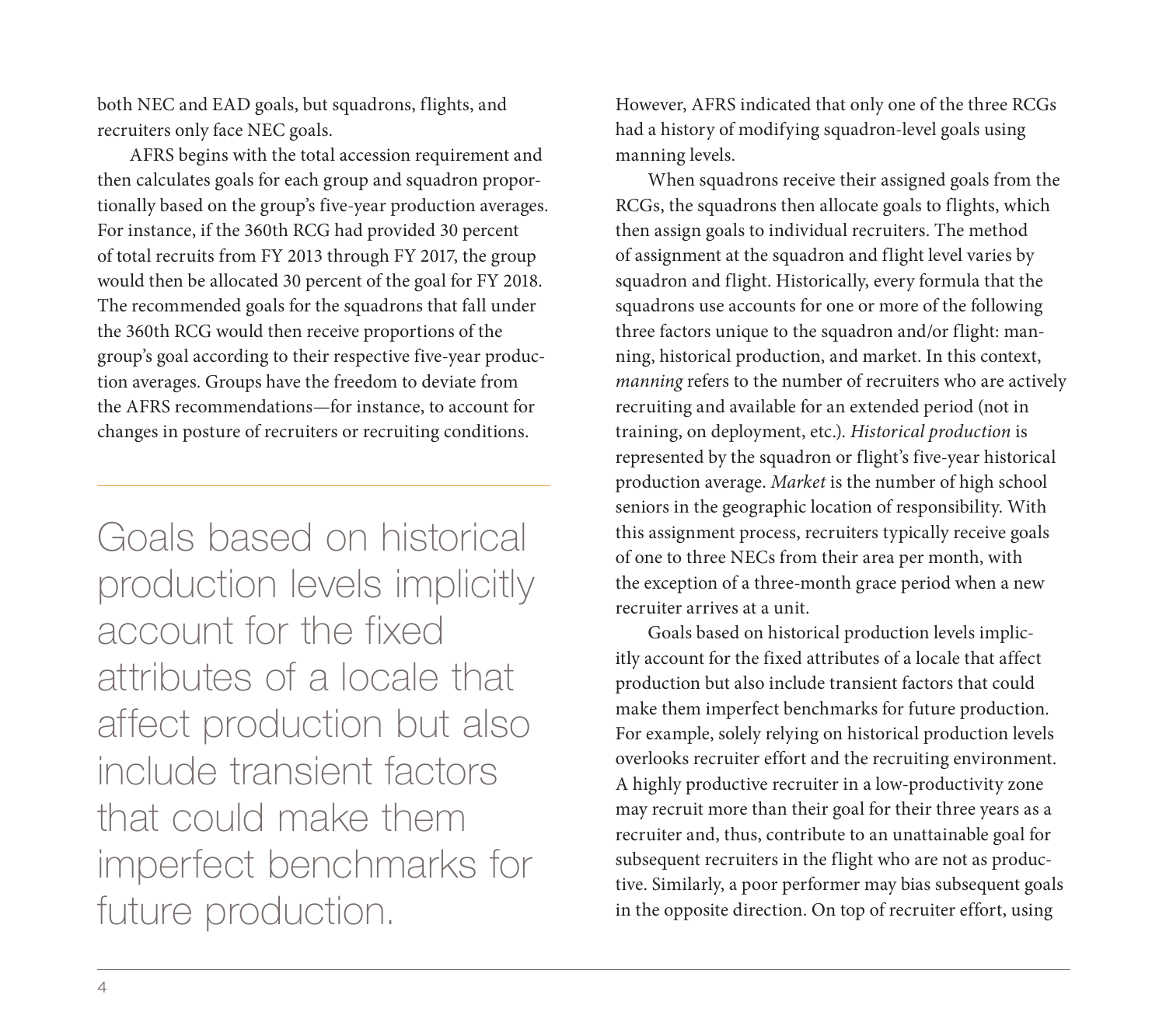both NEC and EAD goals, but squadrons, flights, and recruiters only face NEC goals.

AFRS begins with the total accession requirement and then calculates goals for each group and squadron proportionally based on the group's five-year production averages. For instance, if the 360th RCG had provided 30 percent of total recruits from FY 2013 through FY 2017, the group would then be allocated 30 percent of the goal for FY 2018. The recommended goals for the squadrons that fall under the 360th RCG would then receive proportions of the group's goal according to their respective five-year production averages. Groups have the freedom to deviate from the AFRS recommendations—for instance, to account for changes in posture of recruiters or recruiting conditions.

> Goals based on historical production levels implicitly account for the fixed attributes of a locale that affect production but also include transient factors that could make them imperfect benchmarks for future production.

However, AFRS indicated that only one of the three RCGs had a history of modifying squadron-level goals using manning levels.

When squadrons receive their assigned goals from the RCGs, the squadrons then allocate goals to flights, which then assign goals to individual recruiters. The method of assignment at the squadron and flight level varies by squadron and flight. Historically, every formula that the squadrons use accounts for one or more of the following three factors unique to the squadron and/or flight: manning, historical production, and market. In this context, *manning* refers to the number of recruiters who are actively recruiting and available for an extended period (not in training, on deployment, etc.). *Historical production* is represented by the squadron or flight's five-year historical production average. *Market* is the number of high school seniors in the geographic location of responsibility. With this assignment process, recruiters typically receive goals of one to three NECs from their area per month, with the exception of a three-month grace period when a new recruiter arrives at a unit.

Goals based on historical production levels implicitly account for the fixed attributes of a locale that affect production but also include transient factors that could make them imperfect benchmarks for future production. For example, solely relying on historical production levels overlooks recruiter effort and the recruiting environment. A highly productive recruiter in a low-productivity zone may recruit more than their goal for their three years as a recruiter and, thus, contribute to an unattainable goal for subsequent recruiters in the flight who are not as productive. Similarly, a poor performer may bias subsequent goals in the opposite direction. On top of recruiter effort, using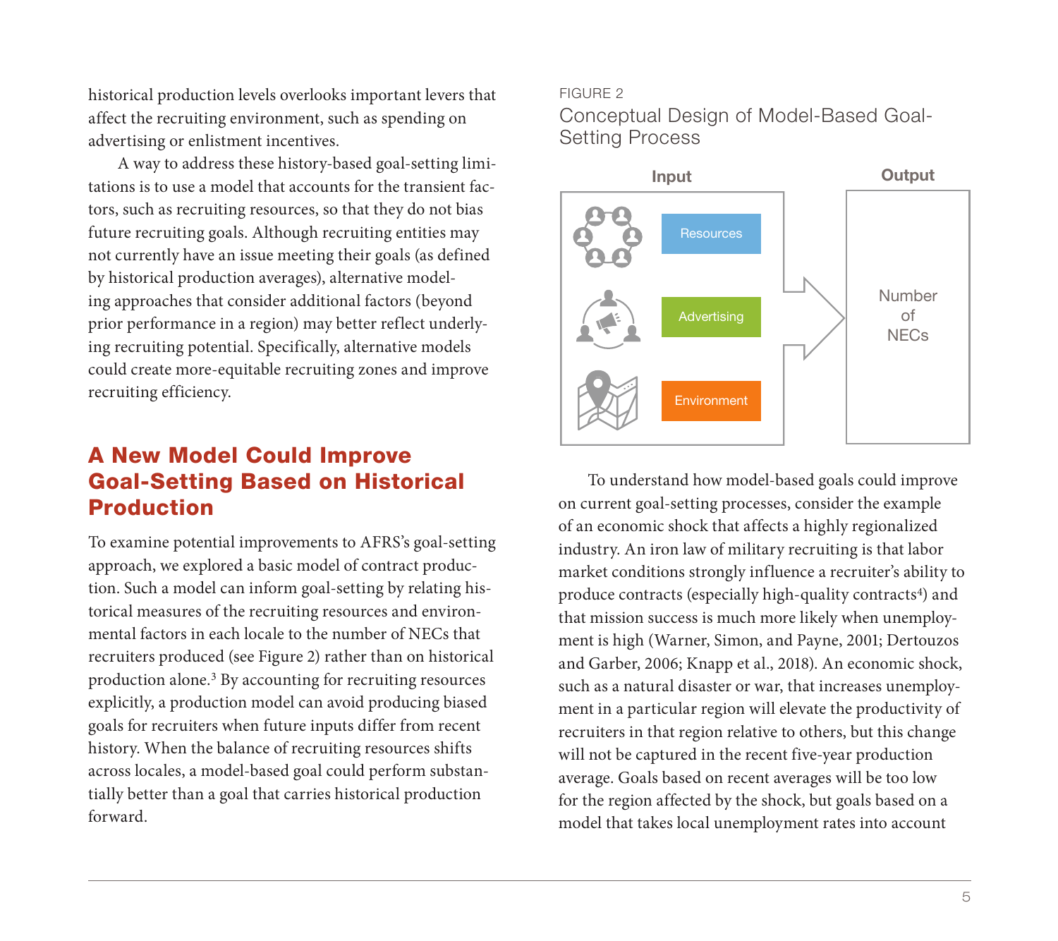historical production levels overlooks important levers that affect the recruiting environment, such as spending on advertising or enlistment incentives.

A way to address these history-based goal-setting limitations is to use a model that accounts for the transient factors, such as recruiting resources, so that they do not bias future recruiting goals. Although recruiting entities may not currently have an issue meeting their goals (as defined by historical production averages), alternative modeling approaches that consider additional factors (beyond prior performance in a region) may better reflect underlying recruiting potential. Specifically, alternative models could create more-equitable recruiting zones and improve recruiting efficiency.

## A New Model Could Improve Goal-Setting Based on Historical Production

To examine potential improvements to AFRS's goal-setting approach, we explored a basic model of contract production. Such a model can inform goal-setting by relating historical measures of the recruiting resources and environmental factors in each locale to the number of NECs that recruiters produced (see Figure 2) rather than on historical production alone.[3] By accounting for recruiting resources explicitly, a production model can avoid producing biased goals for recruiters when future inputs differ from recent history. When the balance of recruiting resources shifts across locales, a model-based goal could perform substantially better than a goal that carries historical production forward.

FIGURE 2
Conceptual Design of Model-Based Goal-Setting Process

Input: Resources, Advertising, Environment → Output: Number of NECs

To understand how model-based goals could improve on current goal-setting processes, consider the example of an economic shock that affects a highly regionalized industry. An iron law of military recruiting is that labor market conditions strongly influence a recruiter's ability to produce contracts (especially high-quality contracts[4]) and that mission success is much more likely when unemployment is high (Warner, Simon, and Payne, 2001; Dertouzos and Garber, 2006; Knapp et al., 2018). An economic shock, such as a natural disaster or war, that increases unemployment in a particular region will elevate the productivity of recruiters in that region relative to others, but this change will not be captured in the recent five-year production average. Goals based on recent averages will be too low for the region affected by the shock, but goals based on a model that takes local unemployment rates into account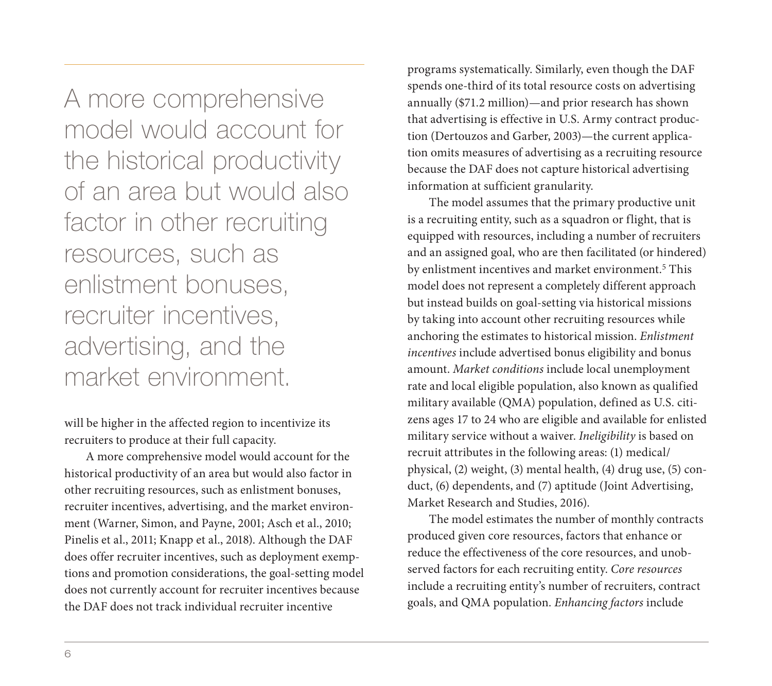> A more comprehensive model would account for the historical productivity of an area but would also factor in other recruiting resources, such as enlistment bonuses, recruiter incentives, advertising, and the market environment.

will be higher in the affected region to incentivize its recruiters to produce at their full capacity.

A more comprehensive model would account for the historical productivity of an area but would also factor in other recruiting resources, such as enlistment bonuses, recruiter incentives, advertising, and the market environment (Warner, Simon, and Payne, 2001; Asch et al., 2010; Pinelis et al., 2011; Knapp et al., 2018). Although the DAF does offer recruiter incentives, such as deployment exemptions and promotion considerations, the goal-setting model does not currently account for recruiter incentives because the DAF does not track individual recruiter incentive programs systematically. Similarly, even though the DAF spends one-third of its total resource costs on advertising annually ($71.2 million)—and prior research has shown that advertising is effective in U.S. Army contract production (Dertouzos and Garber, 2003)—the current application omits measures of advertising as a recruiting resource because the DAF does not capture historical advertising information at sufficient granularity.

The model assumes that the primary productive unit is a recruiting entity, such as a squadron or flight, that is equipped with resources, including a number of recruiters and an assigned goal, who are then facilitated (or hindered) by enlistment incentives and market environment.[5] This model does not represent a completely different approach but instead builds on goal-setting via historical missions by taking into account other recruiting resources while anchoring the estimates to historical mission. *Enlistment incentives* include advertised bonus eligibility and bonus amount. *Market conditions* include local unemployment rate and local eligible population, also known as qualified military available (QMA) population, defined as U.S. citizens ages 17 to 24 who are eligible and available for enlisted military service without a waiver. *Ineligibility* is based on recruit attributes in the following areas: (1) medical/physical, (2) weight, (3) mental health, (4) drug use, (5) conduct, (6) dependents, and (7) aptitude (Joint Advertising, Market Research and Studies, 2016).

The model estimates the number of monthly contracts produced given core resources, factors that enhance or reduce the effectiveness of the core resources, and unobserved factors for each recruiting entity. *Core resources* include a recruiting entity's number of recruiters, contract goals, and QMA population. *Enhancing factors* include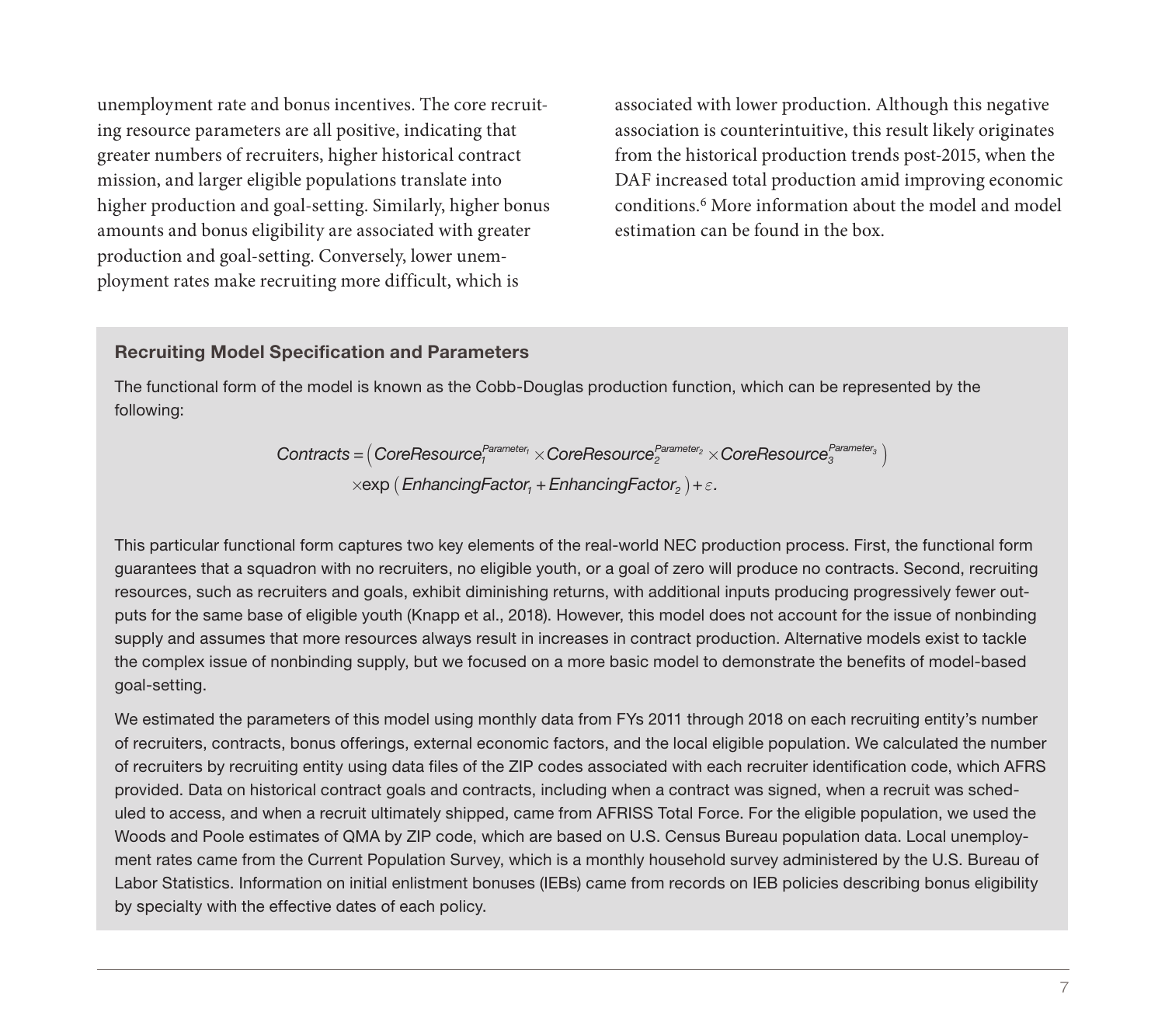unemployment rate and bonus incentives. The core recruiting resource parameters are all positive, indicating that greater numbers of recruiters, higher historical contract mission, and larger eligible populations translate into higher production and goal-setting. Similarly, higher bonus amounts and bonus eligibility are associated with greater production and goal-setting. Conversely, lower unemployment rates make recruiting more difficult, which is associated with lower production. Although this negative association is counterintuitive, this result likely originates from the historical production trends post-2015, when the DAF increased total production amid improving economic conditions.[6] More information about the model and model estimation can be found in the box.

### Recruiting Model Specification and Parameters

The functional form of the model is known as the Cobb-Douglas production function, which can be represented by the following:

$$Contracts = \left( CoreResource_1^{Parameter_1} \times CoreResource_2^{Parameter_2} \times CoreResource_3^{Parameter_3} \right) \times \exp\left( EnhancingFactor_1 + EnhancingFactor_2 \right) + \varepsilon.$$

This particular functional form captures two key elements of the real-world NEC production process. First, the functional form guarantees that a squadron with no recruiters, no eligible youth, or a goal of zero will produce no contracts. Second, recruiting resources, such as recruiters and goals, exhibit diminishing returns, with additional inputs producing progressively fewer outputs for the same base of eligible youth (Knapp et al., 2018). However, this model does not account for the issue of nonbinding supply and assumes that more resources always result in increases in contract production. Alternative models exist to tackle the complex issue of nonbinding supply, but we focused on a more basic model to demonstrate the benefits of model-based goal-setting.

We estimated the parameters of this model using monthly data from FYs 2011 through 2018 on each recruiting entity's number of recruiters, contracts, bonus offerings, external economic factors, and the local eligible population. We calculated the number of recruiters by recruiting entity using data files of the ZIP codes associated with each recruiter identification code, which AFRS provided. Data on historical contract goals and contracts, including when a contract was signed, when a recruit was scheduled to access, and when a recruit ultimately shipped, came from AFRISS Total Force. For the eligible population, we used the Woods and Poole estimates of QMA by ZIP code, which are based on U.S. Census Bureau population data. Local unemployment rates came from the Current Population Survey, which is a monthly household survey administered by the U.S. Bureau of Labor Statistics. Information on initial enlistment bonuses (IEBs) came from records on IEB policies describing bonus eligibility by specialty with the effective dates of each policy.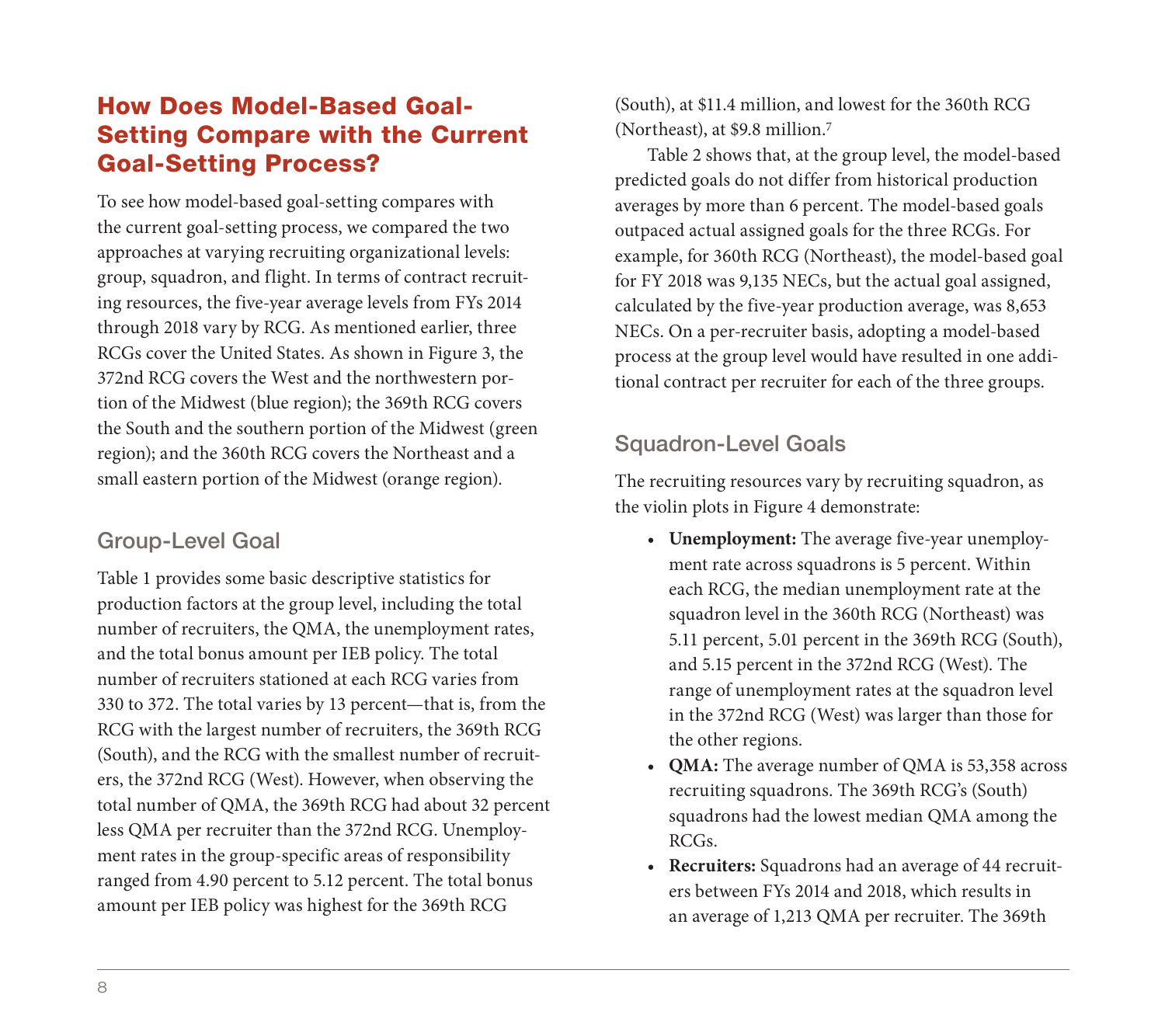## How Does Model-Based Goal-Setting Compare with the Current Goal-Setting Process?

To see how model-based goal-setting compares with the current goal-setting process, we compared the two approaches at varying recruiting organizational levels: group, squadron, and flight. In terms of contract recruiting resources, the five-year average levels from FYs 2014 through 2018 vary by RCG. As mentioned earlier, three RCGs cover the United States. As shown in Figure 3, the 372nd RCG covers the West and the northwestern portion of the Midwest (blue region); the 369th RCG covers the South and the southern portion of the Midwest (green region); and the 360th RCG covers the Northeast and a small eastern portion of the Midwest (orange region).

### Group-Level Goal

Table 1 provides some basic descriptive statistics for production factors at the group level, including the total number of recruiters, the QMA, the unemployment rates, and the total bonus amount per IEB policy. The total number of recruiters stationed at each RCG varies from 330 to 372. The total varies by 13 percent—that is, from the RCG with the largest number of recruiters, the 369th RCG (South), and the RCG with the smallest number of recruiters, the 372nd RCG (West). However, when observing the total number of QMA, the 369th RCG had about 32 percent less QMA per recruiter than the 372nd RCG. Unemployment rates in the group-specific areas of responsibility ranged from 4.90 percent to 5.12 percent. The total bonus amount per IEB policy was highest for the 369th RCG (South), at $11.4 million, and lowest for the 360th RCG (Northeast), at $9.8 million.[7]

Table 2 shows that, at the group level, the model-based predicted goals do not differ from historical production averages by more than 6 percent. The model-based goals outpaced actual assigned goals for the three RCGs. For example, for 360th RCG (Northeast), the model-based goal for FY 2018 was 9,135 NECs, but the actual goal assigned, calculated by the five-year production average, was 8,653 NECs. On a per-recruiter basis, adopting a model-based process at the group level would have resulted in one additional contract per recruiter for each of the three groups.

### Squadron-Level Goals

The recruiting resources vary by recruiting squadron, as the violin plots in Figure 4 demonstrate:

- **Unemployment:** The average five-year unemployment rate across squadrons is 5 percent. Within each RCG, the median unemployment rate at the squadron level in the 360th RCG (Northeast) was 5.11 percent, 5.01 percent in the 369th RCG (South), and 5.15 percent in the 372nd RCG (West). The range of unemployment rates at the squadron level in the 372nd RCG (West) was larger than those for the other regions.
- **QMA:** The average number of QMA is 53,358 across recruiting squadrons. The 369th RCG's (South) squadrons had the lowest median QMA among the RCGs.
- **Recruiters:** Squadrons had an average of 44 recruiters between FYs 2014 and 2018, which results in an average of 1,213 QMA per recruiter. The 369th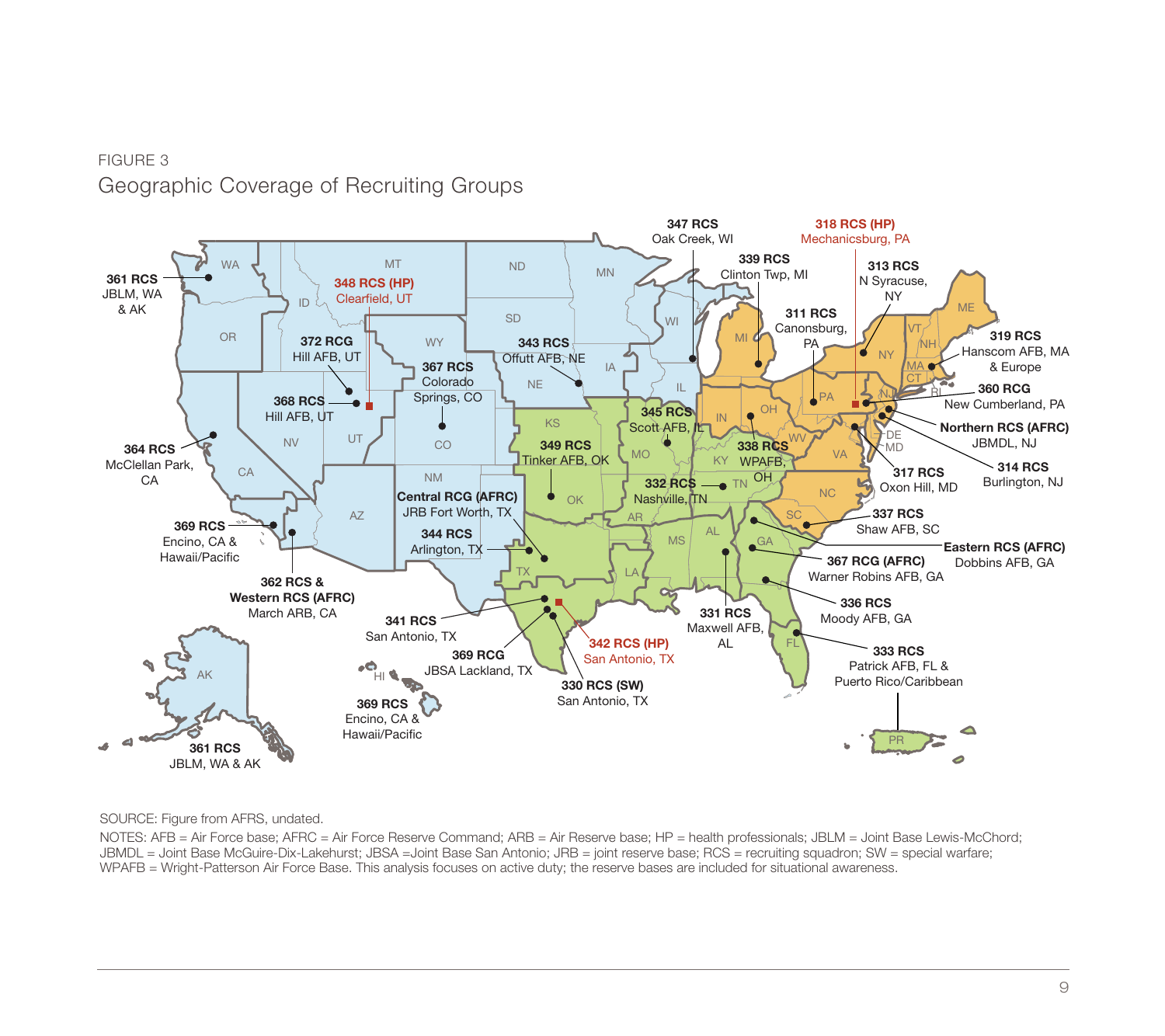FIGURE 3

## Geographic Coverage of Recruiting Groups

**361 RCS** JBLM, WA & AK

**348 RCS (HP)** Clearfield, UT

**372 RCG** Hill AFB, UT

**368 RCS** Hill AFB, UT

**364 RCS** McClellan Park, CA

**369 RCS** Encino, CA & Hawaii/Pacific

**362 RCS & Western RCS (AFRC)** March ARB, CA

**367 RCS** Colorado Springs, CO

**343 RCS** Offutt AFB, NE

**347 RCS** Oak Creek, WI

**339 RCS** Clinton Twp, MI

**318 RCS (HP)** Mechanicsburg, PA

**313 RCS** N Syracuse, NY

**311 RCS** Canonsburg, PA

**319 RCS** Hanscom AFB, MA & Europe

**360 RCG** New Cumberland, PA

**Northern RCS (AFRC)** JBMDL, NJ

**314 RCS** Burlington, NJ

**317 RCS** Oxon Hill, MD

**345 RCS** Scott AFB, IL

**338 RCS** WPAFB, OH

**349 RCS** Tinker AFB, OK

**332 RCS** Nashville, TN

**Central RCG (AFRC)** JRB Fort Worth, TX

**344 RCS** Arlington, TX

**337 RCS** Shaw AFB, SC

**Eastern RCS (AFRC)** Dobbins AFB, GA

**367 RCG (AFRC)** Warner Robins AFB, GA

**336 RCS** Moody AFB, GA

**331 RCS** Maxwell AFB, AL

**333 RCS** Patrick AFB, FL & Puerto Rico/Caribbean

**341 RCS** San Antonio, TX

**369 RCG** JBSA Lackland, TX

**342 RCS (HP)** San Antonio, TX

**330 RCS (SW)** San Antonio, TX

**369 RCS** Encino, CA & Hawaii/Pacific

**361 RCS** JBLM, WA & AK

SOURCE: Figure from AFRS, undated.

NOTES: AFB = Air Force base; AFRC = Air Force Reserve Command; ARB = Air Reserve base; HP = health professionals; JBLM = Joint Base Lewis-McChord; JBMDL = Joint Base McGuire-Dix-Lakehurst; JBSA =Joint Base San Antonio; JRB = joint reserve base; RCS = recruiting squadron; SW = special warfare; WPAFB = Wright-Patterson Air Force Base. This analysis focuses on active duty; the reserve bases are included for situational awareness.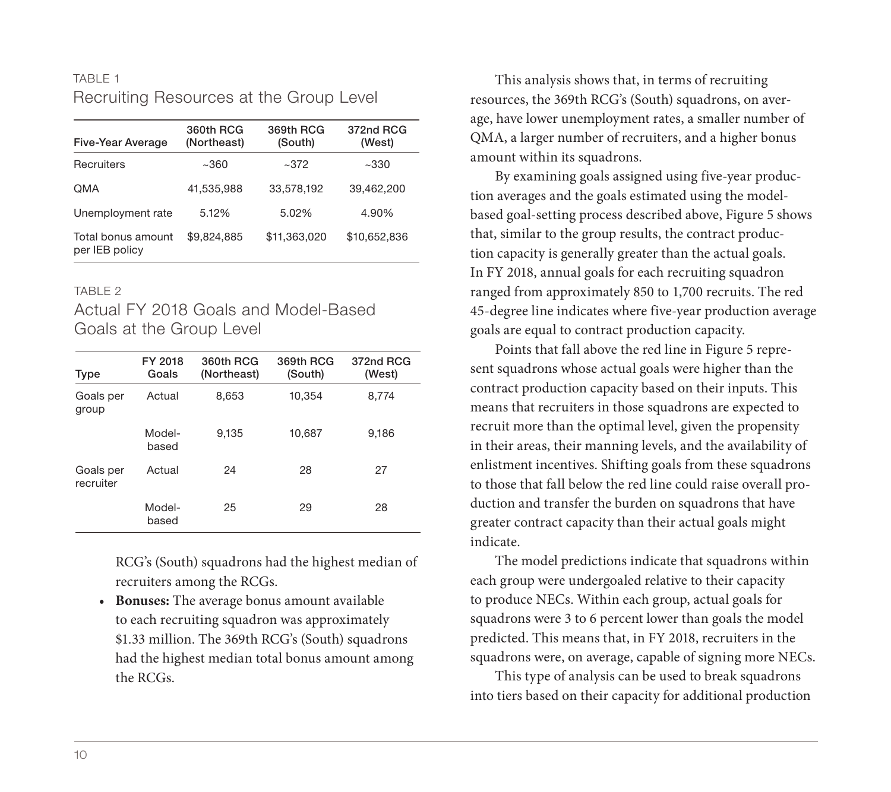TABLE 1

Recruiting Resources at the Group Level

| Five-Year Average | 360th RCG (Northeast) | 369th RCG (South) | 372nd RCG (West) |
|---|---|---|---|
| Recruiters | ~360 | ~372 | ~330 |
| QMA | 41,535,988 | 33,578,192 | 39,462,200 |
| Unemployment rate | 5.12% | 5.02% | 4.90% |
| Total bonus amount per IEB policy | $9,824,885 | $11,363,020 | $10,652,836 |

TABLE 2

Actual FY 2018 Goals and Model-Based Goals at the Group Level

| Type | FY 2018 Goals | 360th RCG (Northeast) | 369th RCG (South) | 372nd RCG (West) |
|---|---|---|---|---|
| Goals per group | Actual | 8,653 | 10,354 | 8,774 |
| | Model-based | 9,135 | 10,687 | 9,186 |
| Goals per recruiter | Actual | 24 | 28 | 27 |
| | Model-based | 25 | 29 | 28 |

RCG's (South) squadrons had the highest median of recruiters among the RCGs.

- **Bonuses:** The average bonus amount available to each recruiting squadron was approximately $1.33 million. The 369th RCG's (South) squadrons had the highest median total bonus amount among the RCGs.

This analysis shows that, in terms of recruiting resources, the 369th RCG's (South) squadrons, on average, have lower unemployment rates, a smaller number of QMA, a larger number of recruiters, and a higher bonus amount within its squadrons.

By examining goals assigned using five-year production averages and the goals estimated using the model-based goal-setting process described above, Figure 5 shows that, similar to the group results, the contract production capacity is generally greater than the actual goals. In FY 2018, annual goals for each recruiting squadron ranged from approximately 850 to 1,700 recruits. The red 45-degree line indicates where five-year production average goals are equal to contract production capacity.

Points that fall above the red line in Figure 5 represent squadrons whose actual goals were higher than the contract production capacity based on their inputs. This means that recruiters in those squadrons are expected to recruit more than the optimal level, given the propensity in their areas, their manning levels, and the availability of enlistment incentives. Shifting goals from these squadrons to those that fall below the red line could raise overall production and transfer the burden on squadrons that have greater contract capacity than their actual goals might indicate.

The model predictions indicate that squadrons within each group were undergoaled relative to their capacity to produce NECs. Within each group, actual goals for squadrons were 3 to 6 percent lower than goals the model predicted. This means that, in FY 2018, recruiters in the squadrons were, on average, capable of signing more NECs.

This type of analysis can be used to break squadrons into tiers based on their capacity for additional production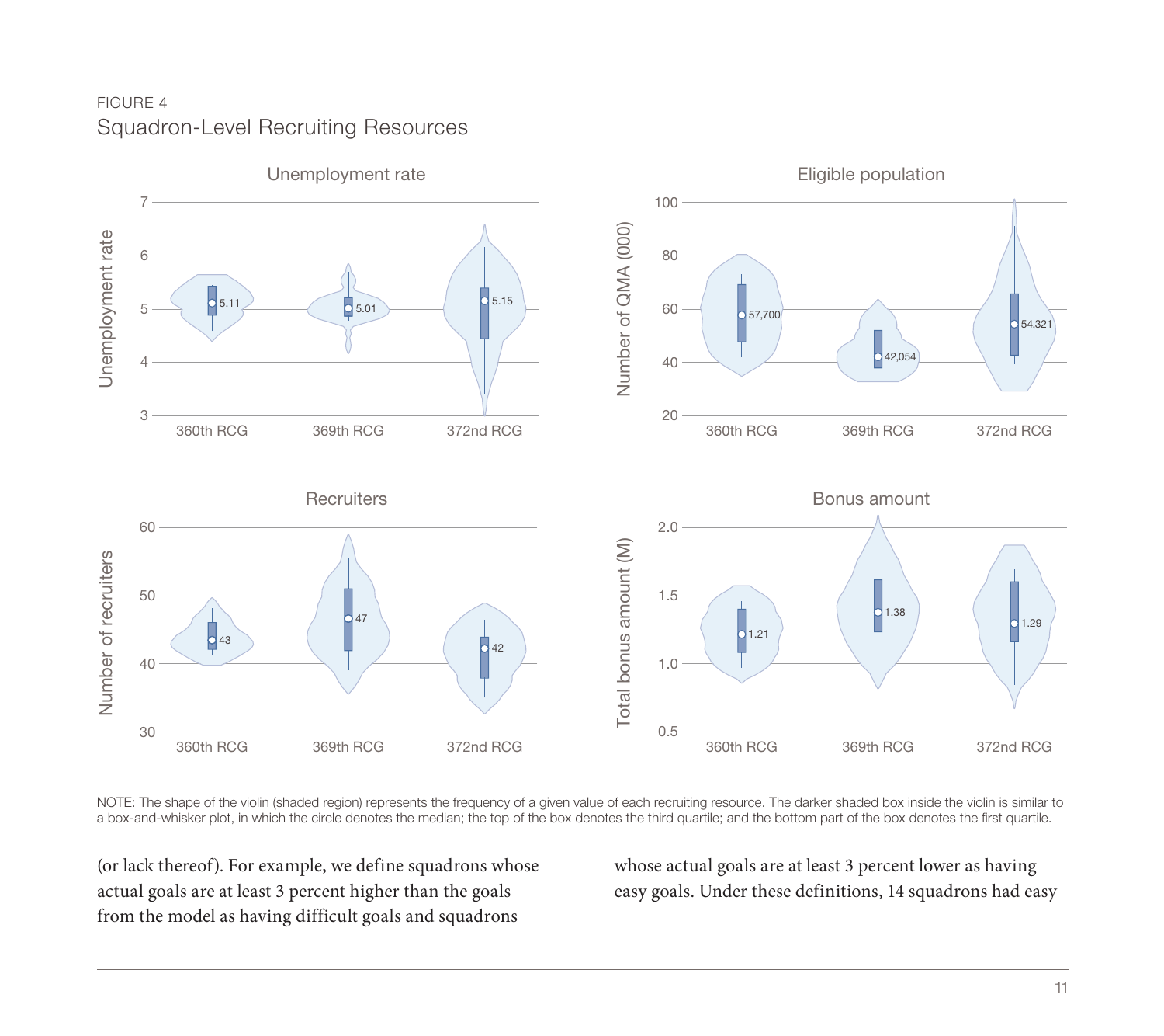FIGURE 4
Squadron-Level Recruiting Resources

NOTE: The shape of the violin (shaded region) represents the frequency of a given value of each recruiting resource. The darker shaded box inside the violin is similar to a box-and-whisker plot, in which the circle denotes the median; the top of the box denotes the third quartile; and the bottom part of the box denotes the first quartile.

(or lack thereof). For example, we define squadrons whose actual goals are at least 3 percent higher than the goals from the model as having difficult goals and squadrons whose actual goals are at least 3 percent lower as having easy goals. Under these definitions, 14 squadrons had easy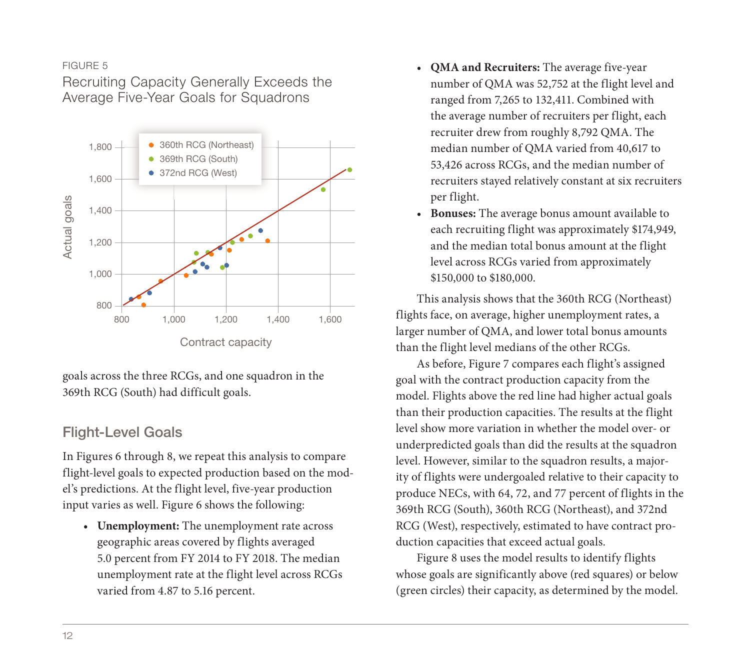FIGURE 5

Recruiting Capacity Generally Exceeds the Average Five-Year Goals for Squadrons

goals across the three RCGs, and one squadron in the 369th RCG (South) had difficult goals.

## Flight-Level Goals

In Figures 6 through 8, we repeat this analysis to compare flight-level goals to expected production based on the model's predictions. At the flight level, five-year production input varies as well. Figure 6 shows the following:

- **Unemployment:** The unemployment rate across geographic areas covered by flights averaged 5.0 percent from FY 2014 to FY 2018. The median unemployment rate at the flight level across RCGs varied from 4.87 to 5.16 percent.
- **QMA and Recruiters:** The average five-year number of QMA was 52,752 at the flight level and ranged from 7,265 to 132,411. Combined with the average number of recruiters per flight, each recruiter drew from roughly 8,792 QMA. The median number of QMA varied from 40,617 to 53,426 across RCGs, and the median number of recruiters stayed relatively constant at six recruiters per flight.
- **Bonuses:** The average bonus amount available to each recruiting flight was approximately $174,949, and the median total bonus amount at the flight level across RCGs varied from approximately $150,000 to $180,000.

This analysis shows that the 360th RCG (Northeast) flights face, on average, higher unemployment rates, a larger number of QMA, and lower total bonus amounts than the flight level medians of the other RCGs.

As before, Figure 7 compares each flight's assigned goal with the contract production capacity from the model. Flights above the red line had higher actual goals than their production capacities. The results at the flight level show more variation in whether the model over- or underpredicted goals than did the results at the squadron level. However, similar to the squadron results, a majority of flights were undergoaled relative to their capacity to produce NECs, with 64, 72, and 77 percent of flights in the 369th RCG (South), 360th RCG (Northeast), and 372nd RCG (West), respectively, estimated to have contract production capacities that exceed actual goals.

Figure 8 uses the model results to identify flights whose goals are significantly above (red squares) or below (green circles) their capacity, as determined by the model.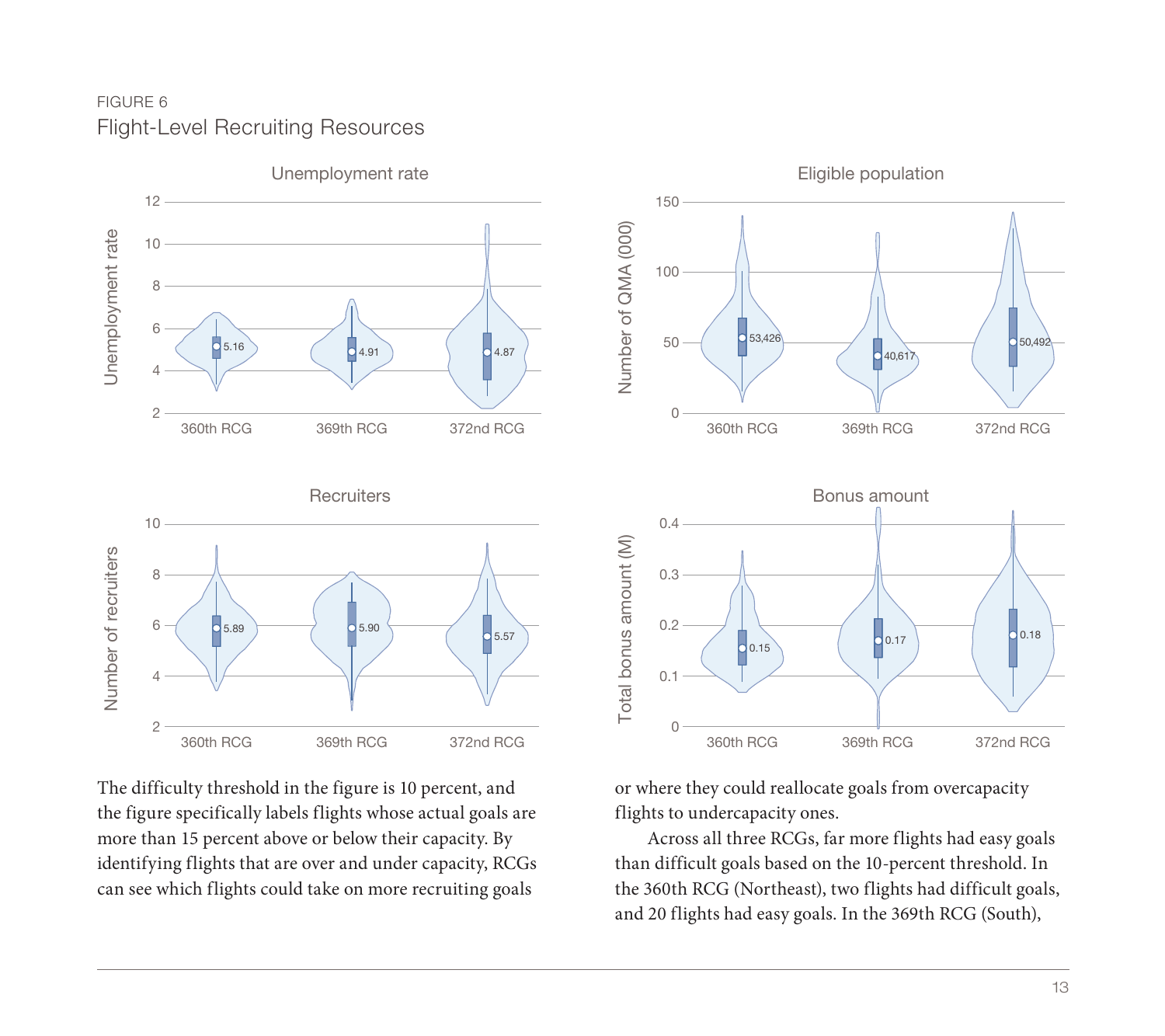FIGURE 6

Flight-Level Recruiting Resources

The difficulty threshold in the figure is 10 percent, and the figure specifically labels flights whose actual goals are more than 15 percent above or below their capacity. By identifying flights that are over and under capacity, RCGs can see which flights could take on more recruiting goals or where they could reallocate goals from overcapacity flights to undercapacity ones.

Across all three RCGs, far more flights had easy goals than difficult goals based on the 10-percent threshold. In the 360th RCG (Northeast), two flights had difficult goals, and 20 flights had easy goals. In the 369th RCG (South),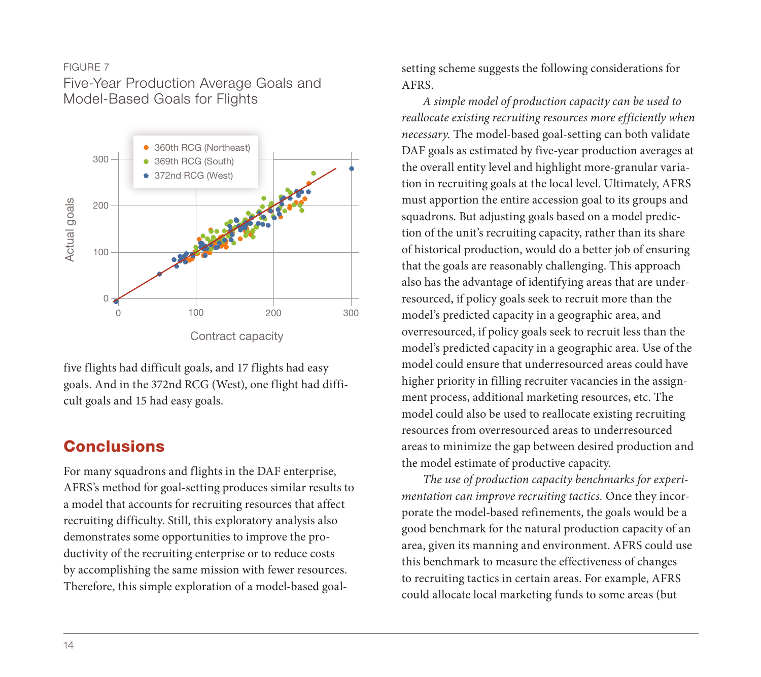FIGURE 7
Five-Year Production Average Goals and Model-Based Goals for Flights

five flights had difficult goals, and 17 flights had easy goals. And in the 372nd RCG (West), one flight had difficult goals and 15 had easy goals.

## Conclusions

For many squadrons and flights in the DAF enterprise, AFRS's method for goal-setting produces similar results to a model that accounts for recruiting resources that affect recruiting difficulty. Still, this exploratory analysis also demonstrates some opportunities to improve the productivity of the recruiting enterprise or to reduce costs by accomplishing the same mission with fewer resources. Therefore, this simple exploration of a model-based goal-setting scheme suggests the following considerations for AFRS.

*A simple model of production capacity can be used to reallocate existing recruiting resources more efficiently when necessary.* The model-based goal-setting can both validate DAF goals as estimated by five-year production averages at the overall entity level and highlight more-granular variation in recruiting goals at the local level. Ultimately, AFRS must apportion the entire accession goal to its groups and squadrons. But adjusting goals based on a model prediction of the unit's recruiting capacity, rather than its share of historical production, would do a better job of ensuring that the goals are reasonably challenging. This approach also has the advantage of identifying areas that are underresourced, if policy goals seek to recruit more than the model's predicted capacity in a geographic area, and overresourced, if policy goals seek to recruit less than the model's predicted capacity in a geographic area. Use of the model could ensure that underresourced areas could have higher priority in filling recruiter vacancies in the assignment process, additional marketing resources, etc. The model could also be used to reallocate existing recruiting resources from overresourced areas to underresourced areas to minimize the gap between desired production and the model estimate of productive capacity.

*The use of production capacity benchmarks for experimentation can improve recruiting tactics.* Once they incorporate the model-based refinements, the goals would be a good benchmark for the natural production capacity of an area, given its manning and environment. AFRS could use this benchmark to measure the effectiveness of changes to recruiting tactics in certain areas. For example, AFRS could allocate local marketing funds to some areas (but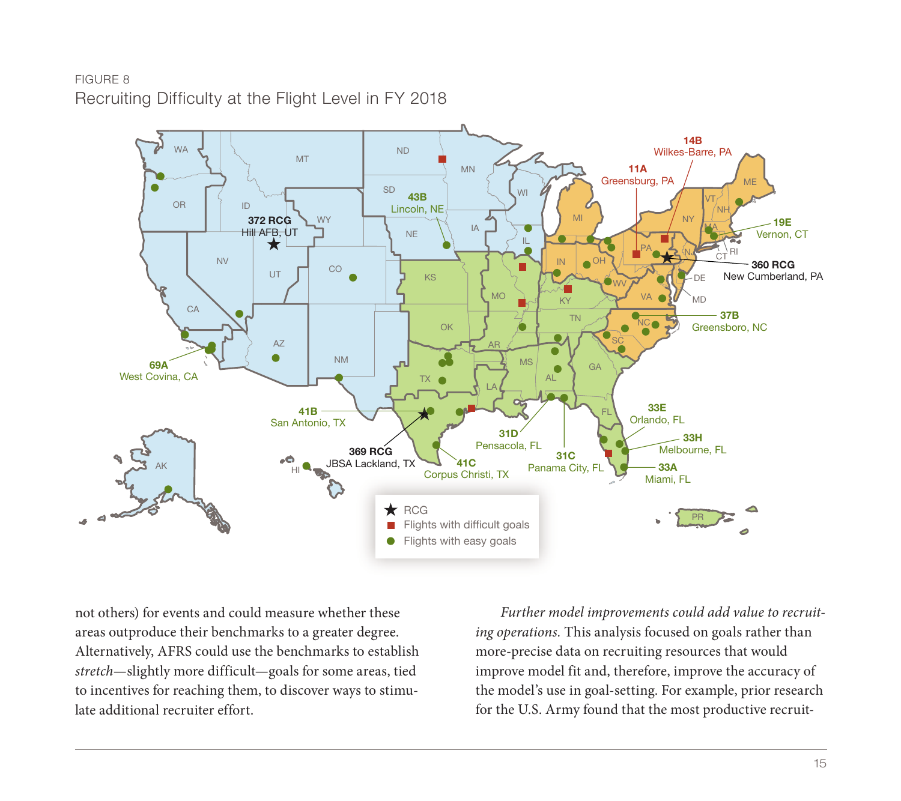FIGURE 8

Recruiting Difficulty at the Flight Level in FY 2018

not others) for events and could measure whether these areas outproduce their benchmarks to a greater degree. Alternatively, AFRS could use the benchmarks to establish *stretch*—slightly more difficult—goals for some areas, tied to incentives for reaching them, to discover ways to stimulate additional recruiter effort.

*Further model improvements could add value to recruiting operations.* This analysis focused on goals rather than more-precise data on recruiting resources that would improve model fit and, therefore, improve the accuracy of the model's use in goal-setting. For example, prior research for the U.S. Army found that the most productive recruit-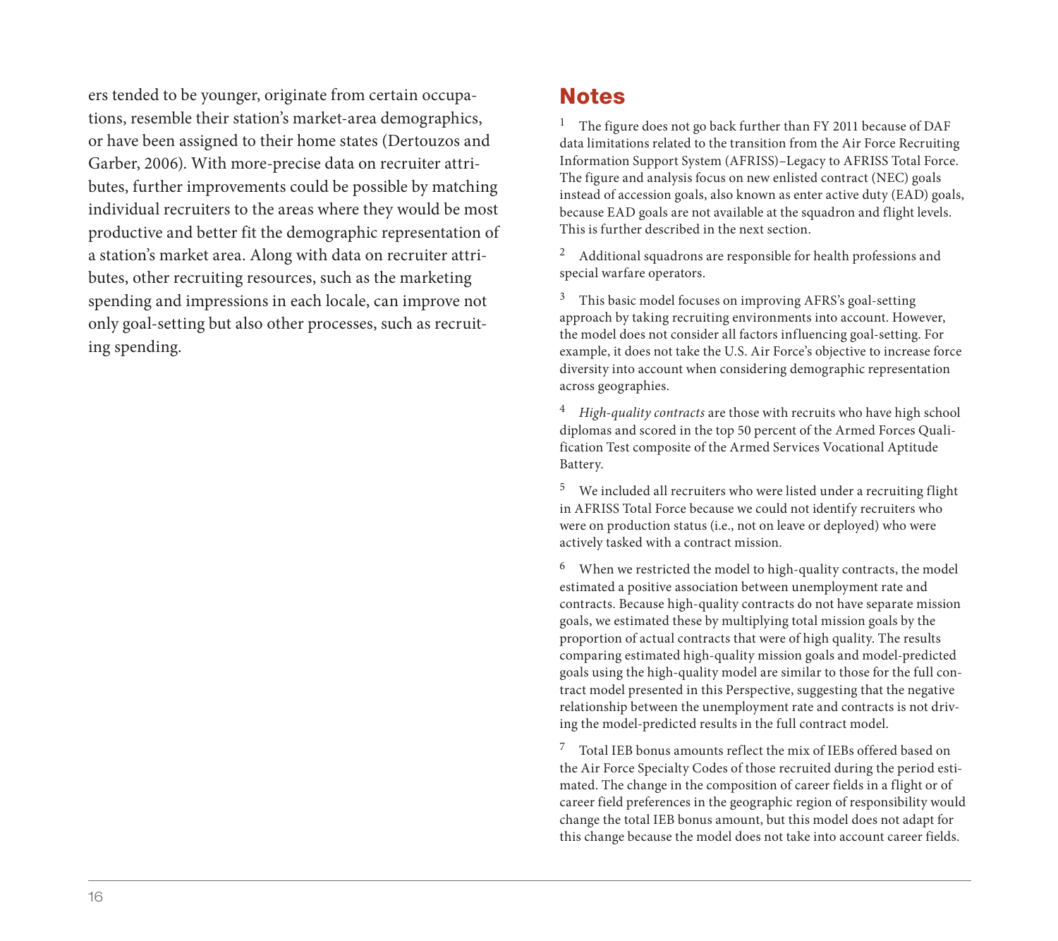ers tended to be younger, originate from certain occupations, resemble their station's market-area demographics, or have been assigned to their home states (Dertouzos and Garber, 2006). With more-precise data on recruiter attributes, further improvements could be possible by matching individual recruiters to the areas where they would be most productive and better fit the demographic representation of a station's market area. Along with data on recruiter attributes, other recruiting resources, such as the marketing spending and impressions in each locale, can improve not only goal-setting but also other processes, such as recruiting spending.

## Notes

[1] The figure does not go back further than FY 2011 because of DAF data limitations related to the transition from the Air Force Recruiting Information Support System (AFRISS)–Legacy to AFRISS Total Force. The figure and analysis focus on new enlisted contract (NEC) goals instead of accession goals, also known as enter active duty (EAD) goals, because EAD goals are not available at the squadron and flight levels. This is further described in the next section.

[2] Additional squadrons are responsible for health professions and special warfare operators.

[3] This basic model focuses on improving AFRS's goal-setting approach by taking recruiting environments into account. However, the model does not consider all factors influencing goal-setting. For example, it does not take the U.S. Air Force's objective to increase force diversity into account when considering demographic representation across geographies.

[4] *High-quality contracts* are those with recruits who have high school diplomas and scored in the top 50 percent of the Armed Forces Qualification Test composite of the Armed Services Vocational Aptitude Battery.

[5] We included all recruiters who were listed under a recruiting flight in AFRISS Total Force because we could not identify recruiters who were on production status (i.e., not on leave or deployed) who were actively tasked with a contract mission.

[6] When we restricted the model to high-quality contracts, the model estimated a positive association between unemployment rate and contracts. Because high-quality contracts do not have separate mission goals, we estimated these by multiplying total mission goals by the proportion of actual contracts that were of high quality. The results comparing estimated high-quality mission goals and model-predicted goals using the high-quality model are similar to those for the full contract model presented in this Perspective, suggesting that the negative relationship between the unemployment rate and contracts is not driving the model-predicted results in the full contract model.

[7] Total IEB bonus amounts reflect the mix of IEBs offered based on the Air Force Specialty Codes of those recruited during the period estimated. The change in the composition of career fields in a flight or of career field preferences in the geographic region of responsibility would change the total IEB bonus amount, but this model does not adapt for this change because the model does not take into account career fields.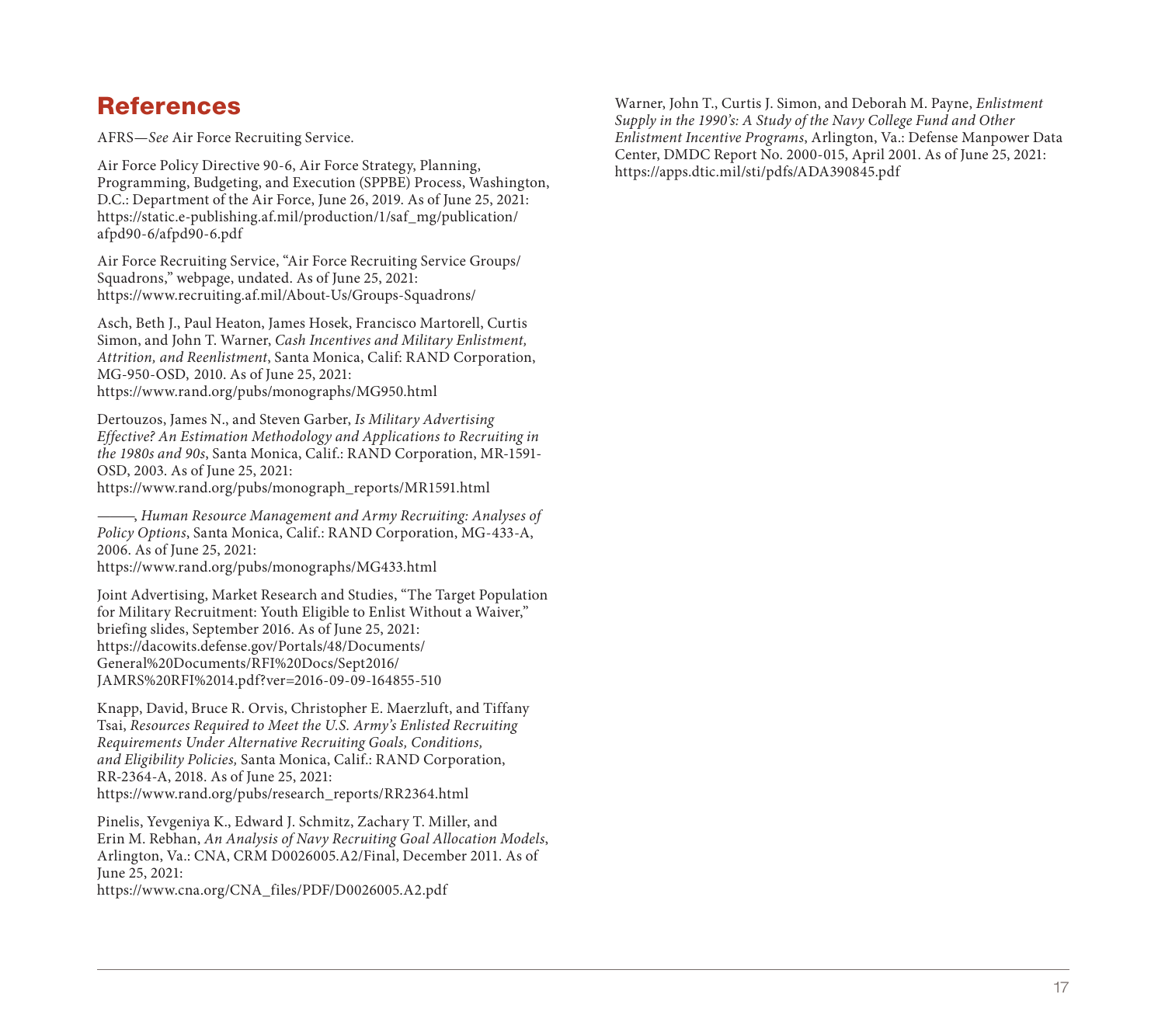# References

AFRS—*See* Air Force Recruiting Service.

Air Force Policy Directive 90-6, Air Force Strategy, Planning, Programming, Budgeting, and Execution (SPPBE) Process, Washington, D.C.: Department of the Air Force, June 26, 2019. As of June 25, 2021: https://static.e-publishing.af.mil/production/1/saf_mg/publication/afpd90-6/afpd90-6.pdf

Air Force Recruiting Service, "Air Force Recruiting Service Groups/Squadrons," webpage, undated. As of June 25, 2021: https://www.recruiting.af.mil/About-Us/Groups-Squadrons/

Asch, Beth J., Paul Heaton, James Hosek, Francisco Martorell, Curtis Simon, and John T. Warner, *Cash Incentives and Military Enlistment, Attrition, and Reenlistment*, Santa Monica, Calif: RAND Corporation, MG-950-OSD, 2010. As of June 25, 2021: https://www.rand.org/pubs/monographs/MG950.html

Dertouzos, James N., and Steven Garber, *Is Military Advertising Effective? An Estimation Methodology and Applications to Recruiting in the 1980s and 90s*, Santa Monica, Calif.: RAND Corporation, MR-1591-OSD, 2003. As of June 25, 2021: https://www.rand.org/pubs/monograph_reports/MR1591.html

———, *Human Resource Management and Army Recruiting: Analyses of Policy Options*, Santa Monica, Calif.: RAND Corporation, MG-433-A, 2006. As of June 25, 2021: https://www.rand.org/pubs/monographs/MG433.html

Joint Advertising, Market Research and Studies, "The Target Population for Military Recruitment: Youth Eligible to Enlist Without a Waiver," briefing slides, September 2016. As of June 25, 2021: https://dacowits.defense.gov/Portals/48/Documents/General%20Documents/RFI%20Docs/Sept2016/JAMRS%20RFI%2014.pdf?ver=2016-09-09-164855-510

Knapp, David, Bruce R. Orvis, Christopher E. Maerzluft, and Tiffany Tsai, *Resources Required to Meet the U.S. Army's Enlisted Recruiting Requirements Under Alternative Recruiting Goals, Conditions, and Eligibility Policies,* Santa Monica, Calif.: RAND Corporation, RR-2364-A, 2018. As of June 25, 2021: https://www.rand.org/pubs/research_reports/RR2364.html

Pinelis, Yevgeniya K., Edward J. Schmitz, Zachary T. Miller, and Erin M. Rebhan, *An Analysis of Navy Recruiting Goal Allocation Models*, Arlington, Va.: CNA, CRM D0026005.A2/Final, December 2011. As of June 25, 2021: https://www.cna.org/CNA_files/PDF/D0026005.A2.pdf

Warner, John T., Curtis J. Simon, and Deborah M. Payne, *Enlistment Supply in the 1990's: A Study of the Navy College Fund and Other Enlistment Incentive Programs*, Arlington, Va.: Defense Manpower Data Center, DMDC Report No. 2000-015, April 2001. As of June 25, 2021: https://apps.dtic.mil/sti/pdfs/ADA390845.pdf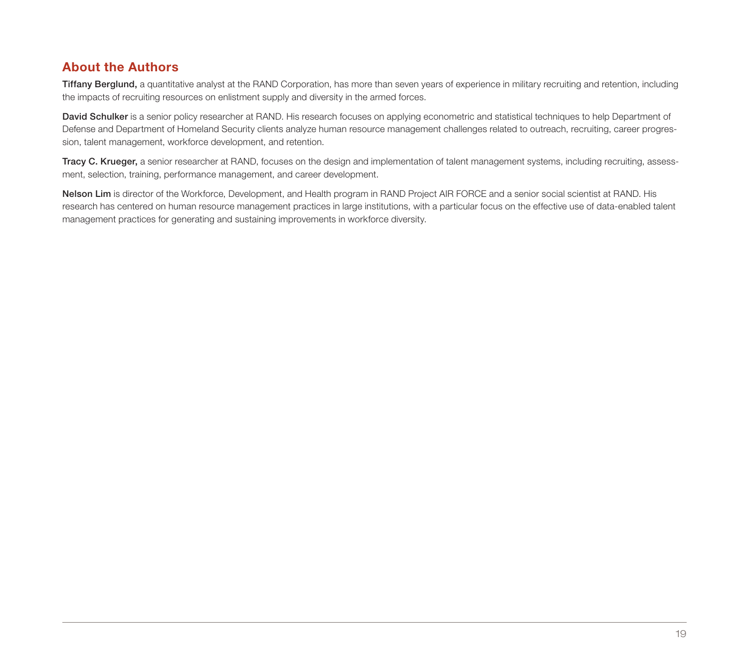## About the Authors

**Tiffany Berglund,** a quantitative analyst at the RAND Corporation, has more than seven years of experience in military recruiting and retention, including the impacts of recruiting resources on enlistment supply and diversity in the armed forces.

**David Schulker** is a senior policy researcher at RAND. His research focuses on applying econometric and statistical techniques to help Department of Defense and Department of Homeland Security clients analyze human resource management challenges related to outreach, recruiting, career progression, talent management, workforce development, and retention.

**Tracy C. Krueger,** a senior researcher at RAND, focuses on the design and implementation of talent management systems, including recruiting, assessment, selection, training, performance management, and career development.

**Nelson Lim** is director of the Workforce, Development, and Health program in RAND Project AIR FORCE and a senior social scientist at RAND. His research has centered on human resource management practices in large institutions, with a particular focus on the effective use of data-enabled talent management practices for generating and sustaining improvements in workforce diversity.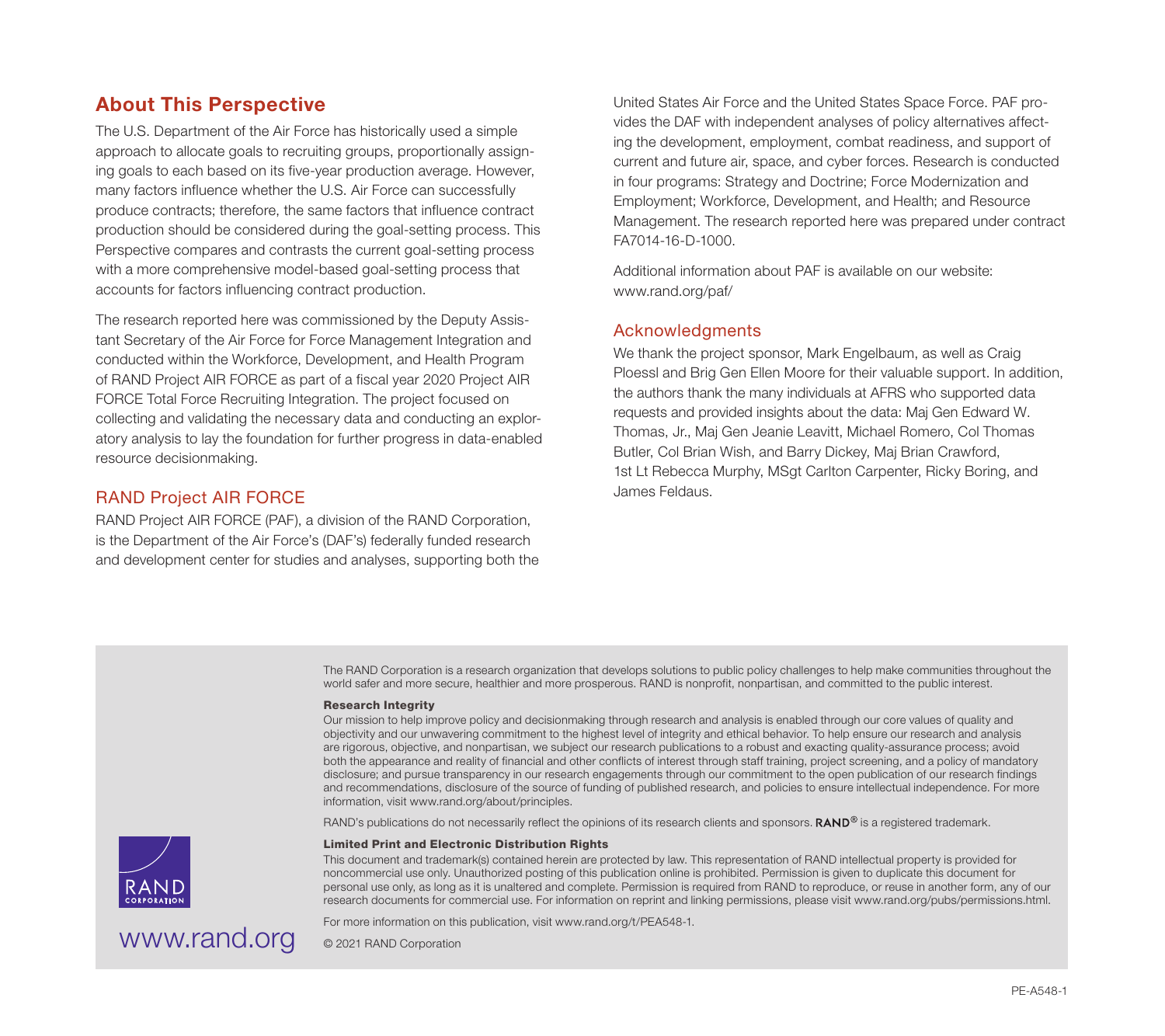## About This Perspective

The U.S. Department of the Air Force has historically used a simple approach to allocate goals to recruiting groups, proportionally assigning goals to each based on its five-year production average. However, many factors influence whether the U.S. Air Force can successfully produce contracts; therefore, the same factors that influence contract production should be considered during the goal-setting process. This Perspective compares and contrasts the current goal-setting process with a more comprehensive model-based goal-setting process that accounts for factors influencing contract production.

The research reported here was commissioned by the Deputy Assistant Secretary of the Air Force for Force Management Integration and conducted within the Workforce, Development, and Health Program of RAND Project AIR FORCE as part of a fiscal year 2020 Project AIR FORCE Total Force Recruiting Integration. The project focused on collecting and validating the necessary data and conducting an exploratory analysis to lay the foundation for further progress in data-enabled resource decisionmaking.

### RAND Project AIR FORCE

RAND Project AIR FORCE (PAF), a division of the RAND Corporation, is the Department of the Air Force's (DAF's) federally funded research and development center for studies and analyses, supporting both the United States Air Force and the United States Space Force. PAF provides the DAF with independent analyses of policy alternatives affecting the development, employment, combat readiness, and support of current and future air, space, and cyber forces. Research is conducted in four programs: Strategy and Doctrine; Force Modernization and Employment; Workforce, Development, and Health; and Resource Management. The research reported here was prepared under contract FA7014-16-D-1000.

Additional information about PAF is available on our website: www.rand.org/paf/

### Acknowledgments

We thank the project sponsor, Mark Engelbaum, as well as Craig Ploessl and Brig Gen Ellen Moore for their valuable support. In addition, the authors thank the many individuals at AFRS who supported data requests and provided insights about the data: Maj Gen Edward W. Thomas, Jr., Maj Gen Jeanie Leavitt, Michael Romero, Col Thomas Butler, Col Brian Wish, and Barry Dickey, Maj Brian Crawford, 1st Lt Rebecca Murphy, MSgt Carlton Carpenter, Ricky Boring, and James Feldaus.

The RAND Corporation is a research organization that develops solutions to public policy challenges to help make communities throughout the world safer and more secure, healthier and more prosperous. RAND is nonprofit, nonpartisan, and committed to the public interest.

**Research Integrity**

Our mission to help improve policy and decisionmaking through research and analysis is enabled through our core values of quality and objectivity and our unwavering commitment to the highest level of integrity and ethical behavior. To help ensure our research and analysis are rigorous, objective, and nonpartisan, we subject our research publications to a robust and exacting quality-assurance process; avoid both the appearance and reality of financial and other conflicts of interest through staff training, project screening, and a policy of mandatory disclosure; and pursue transparency in our research engagements through our commitment to the open publication of our research findings and recommendations, disclosure of the source of funding of published research, and policies to ensure intellectual independence. For more information, visit www.rand.org/about/principles.

RAND's publications do not necessarily reflect the opinions of its research clients and sponsors. RAND® is a registered trademark.

**Limited Print and Electronic Distribution Rights**

This document and trademark(s) contained herein are protected by law. This representation of RAND intellectual property is provided for noncommercial use only. Unauthorized posting of this publication online is prohibited. Permission is given to duplicate this document for personal use only, as long as it is unaltered and complete. Permission is required from RAND to reproduce, or reuse in another form, any of our research documents for commercial use. For information on reprint and linking permissions, please visit www.rand.org/pubs/permissions.html.

For more information on this publication, visit www.rand.org/t/PEA548-1.

© 2021 RAND Corporation

RAND CORPORATION

www.rand.org

PE-A548-1